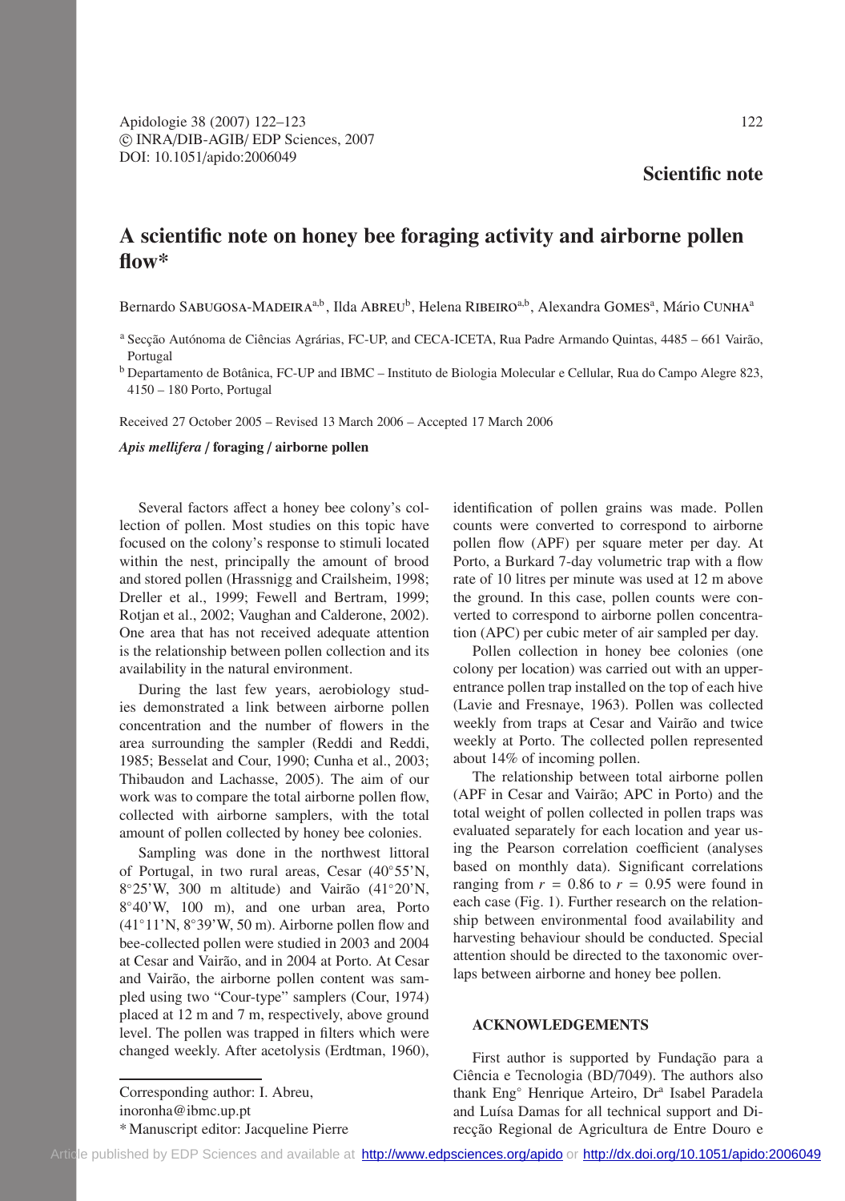Scientific note

# A scientific note on honey bee foraging activity and airborne pollen flow*

Bernardo Sabugosa-Madeira[a,b], Ilda Abreu[b], Helena Ribeiro[a,b], Alexandra Gomes[a], Mário Cunha[a]

[a] Secção Autónoma de Ciências Agrárias, FC-UP, and CECA-ICETA, Rua Padre Armando Quintas, 4485 – 661 Vairão, Portugal

[b] Departamento de Botânica, FC-UP and IBMC – Instituto de Biologia Molecular e Cellular, Rua do Campo Alegre 823, 4150 – 180 Porto, Portugal

Received 27 October 2005 – Revised 13 March 2006 – Accepted 17 March 2006

***Apis mellifera* / foraging / airborne pollen**

Several factors affect a honey bee colony's collection of pollen. Most studies on this topic have focused on the colony's response to stimuli located within the nest, principally the amount of brood and stored pollen (Hrassnigg and Crailsheim, 1998; Dreller et al., 1999; Fewell and Bertram, 1999; Rotjan et al., 2002; Vaughan and Calderone, 2002). One area that has not received adequate attention is the relationship between pollen collection and its availability in the natural environment.

During the last few years, aerobiology studies demonstrated a link between airborne pollen concentration and the number of flowers in the area surrounding the sampler (Reddi and Reddi, 1985; Besselat and Cour, 1990; Cunha et al., 2003; Thibaudon and Lachasse, 2005). The aim of our work was to compare the total airborne pollen flow, collected with airborne samplers, with the total amount of pollen collected by honey bee colonies.

Sampling was done in the northwest littoral of Portugal, in two rural areas, Cesar (40°55'N, 8°25'W, 300 m altitude) and Vairão (41°20'N, 8°40'W, 100 m), and one urban area, Porto (41°11'N, 8°39'W, 50 m). Airborne pollen flow and bee-collected pollen were studied in 2003 and 2004 at Cesar and Vairão, and in 2004 at Porto. At Cesar and Vairão, the airborne pollen content was sampled using two "Cour-type" samplers (Cour, 1974) placed at 12 m and 7 m, respectively, above ground level. The pollen was trapped in filters which were changed weekly. After acetolysis (Erdtman, 1960), identification of pollen grains was made. Pollen counts were converted to correspond to airborne pollen flow (APF) per square meter per day. At Porto, a Burkard 7-day volumetric trap with a flow rate of 10 litres per minute was used at 12 m above the ground. In this case, pollen counts were converted to correspond to airborne pollen concentration (APC) per cubic meter of air sampled per day.

Pollen collection in honey bee colonies (one colony per location) was carried out with an upper-entrance pollen trap installed on the top of each hive (Lavie and Fresnaye, 1963). Pollen was collected weekly from traps at Cesar and Vairão and twice weekly at Porto. The collected pollen represented about 14% of incoming pollen.

The relationship between total airborne pollen (APF in Cesar and Vairão; APC in Porto) and the total weight of pollen collected in pollen traps was evaluated separately for each location and year using the Pearson correlation coefficient (analyses based on monthly data). Significant correlations ranging from $r = 0.86$ to $r = 0.95$ were found in each case (Fig. 1). Further research on the relationship between environmental food availability and harvesting behaviour should be conducted. Special attention should be directed to the taxonomic overlaps between airborne and honey bee pollen.

## ACKNOWLEDGEMENTS

First author is supported by Fundação para a Ciência e Tecnologia (BD/7049). The authors also thank Eng° Henrique Arteiro, Dr[a] Isabel Paradela and Luísa Damas for all technical support and Direcção Regional de Agricultura de Entre Douro e

Corresponding author: I. Abreu, inoronha@ibmc.up.pt

* Manuscript editor: Jacqueline Pierre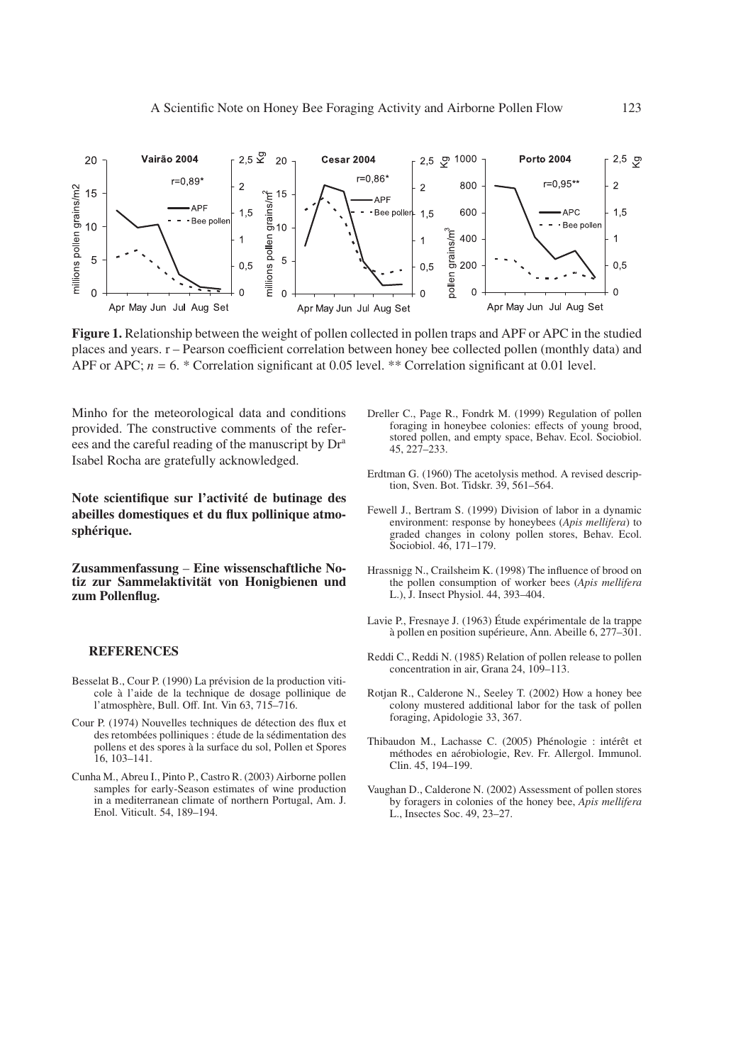Vairão 2004

r=0,89*

millions pollen grains/m2

Kg

APF

Bee pollen

20
15
10
5
0

2,5
2
1,5
1
0,5
0

Apr May Jun Jul Aug Set

Cesar 2004

r=0,86*

millions pollen grains/m$^2$

Kg

APF

Bee pollen

20
15
10
5
0

2,5
2
1,5
1
0,5
0

Apr May Jun Jul Aug Set

Porto 2004

r=0,95**

pollen grains/m$^3$

Kg

APC

Bee pollen

1000
800
600
400
200
0

2,5
2
1,5
1
0,5
0

Apr May Jun Jul Aug Set

**Figure 1.** Relationship between the weight of pollen collected in pollen traps and APF or APC in the studied places and years. r – Pearson coefficient correlation between honey bee collected pollen (monthly data) and APF or APC; $n = 6$. * Correlation significant at 0.05 level. ** Correlation significant at 0.01 level.

Minho for the meteorological data and conditions provided. The constructive comments of the referees and the careful reading of the manuscript by Dr[a] Isabel Rocha are gratefully acknowledged.

**Note scientifique sur l'activité de butinage des abeilles domestiques et du flux pollinique atmosphérique.**

**Zusammenfassung – Eine wissenschaftliche Notiz zur Sammelaktivität von Honigbienen und zum Pollenflug.**

## REFERENCES

Besselat B., Cour P. (1990) La prévision de la production viticole à l'aide de la technique de dosage pollinique de l'atmosphère, Bull. Off. Int. Vin 63, 715–716.

Cour P. (1974) Nouvelles techniques de détection des flux et des retombées polliniques : étude de la sédimentation des pollens et des spores à la surface du sol, Pollen et Spores 16, 103–141.

Cunha M., Abreu I., Pinto P., Castro R. (2003) Airborne pollen samples for early-Season estimates of wine production in a mediterranean climate of northern Portugal, Am. J. Enol. Viticult. 54, 189–194.

Dreller C., Page R., Fondrk M. (1999) Regulation of pollen foraging in honeybee colonies: effects of young brood, stored pollen, and empty space, Behav. Ecol. Sociobiol. 45, 227–233.

Erdtman G. (1960) The acetolysis method. A revised description, Sven. Bot. Tidskr. 39, 561–564.

Fewell J., Bertram S. (1999) Division of labor in a dynamic environment: response by honeybees (*Apis mellifera*) to graded changes in colony pollen stores, Behav. Ecol. Sociobiol. 46, 171–179.

Hrassnigg N., Crailsheim K. (1998) The influence of brood on the pollen consumption of worker bees (*Apis mellifera* L.), J. Insect Physiol. 44, 393–404.

Lavie P., Fresnaye J. (1963) Étude expérimentale de la trappe à pollen en position supérieure, Ann. Abeille 6, 277–301.

Reddi C., Reddi N. (1985) Relation of pollen release to pollen concentration in air, Grana 24, 109–113.

Rotjan R., Calderone N., Seeley T. (2002) How a honey bee colony mustered additional labor for the task of pollen foraging, Apidologie 33, 367.

Thibaudon M., Lachasse C. (2005) Phénologie : intérêt et méthodes en aérobiologie, Rev. Fr. Allergol. Immunol. Clin. 45, 194–199.

Vaughan D., Calderone N. (2002) Assessment of pollen stores by foragers in colonies of the honey bee, *Apis mellifera* L., Insectes Soc. 49, 23–27.